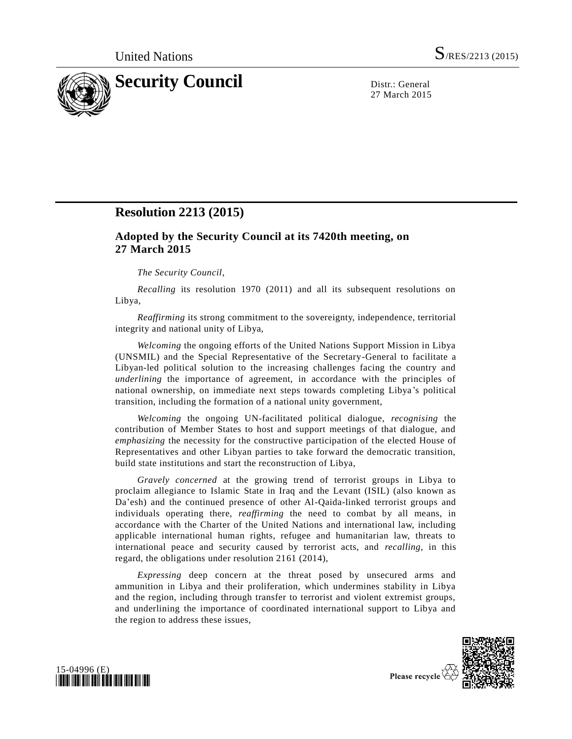United Nations S/RES/2213 (2015)

# Security Council

Distr.: General
27 March 2015

## Resolution 2213 (2015)

### Adopted by the Security Council at its 7420th meeting, on 27 March 2015

*The Security Council*,

*Recalling* its resolution 1970 (2011) and all its subsequent resolutions on Libya,

*Reaffirming* its strong commitment to the sovereignty, independence, territorial integrity and national unity of Libya,

*Welcoming* the ongoing efforts of the United Nations Support Mission in Libya (UNSMIL) and the Special Representative of the Secretary-General to facilitate a Libyan-led political solution to the increasing challenges facing the country and *underlining* the importance of agreement, in accordance with the principles of national ownership, on immediate next steps towards completing Libya's political transition, including the formation of a national unity government,

*Welcoming* the ongoing UN-facilitated political dialogue, *recognising* the contribution of Member States to host and support meetings of that dialogue, and *emphasizing* the necessity for the constructive participation of the elected House of Representatives and other Libyan parties to take forward the democratic transition, build state institutions and start the reconstruction of Libya,

*Gravely concerned* at the growing trend of terrorist groups in Libya to proclaim allegiance to Islamic State in Iraq and the Levant (ISIL) (also known as Da'esh) and the continued presence of other Al-Qaida-linked terrorist groups and individuals operating there, *reaffirming* the need to combat by all means, in accordance with the Charter of the United Nations and international law, including applicable international human rights, refugee and humanitarian law, threats to international peace and security caused by terrorist acts, and *recalling*, in this regard, the obligations under resolution 2161 (2014),

*Expressing* deep concern at the threat posed by unsecured arms and ammunition in Libya and their proliferation, which undermines stability in Libya and the region, including through transfer to terrorist and violent extremist groups, and underlining the importance of coordinated international support to Libya and the region to address these issues,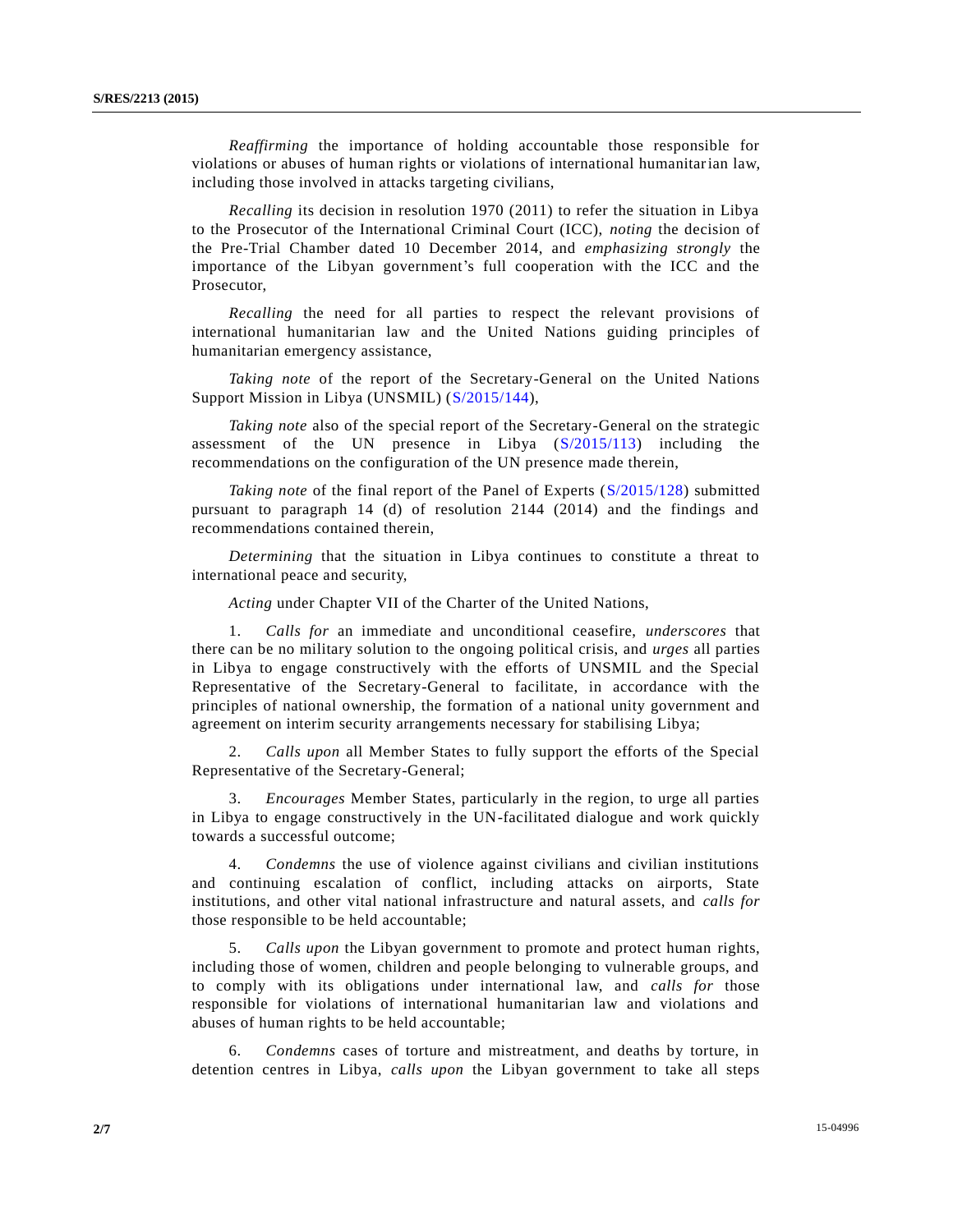*Reaffirming* the importance of holding accountable those responsible for violations or abuses of human rights or violations of international humanitarian law, including those involved in attacks targeting civilians,

*Recalling* its decision in resolution 1970 (2011) to refer the situation in Libya to the Prosecutor of the International Criminal Court (ICC), *noting* the decision of the Pre-Trial Chamber dated 10 December 2014, and *emphasizing strongly* the importance of the Libyan government's full cooperation with the ICC and the Prosecutor,

*Recalling* the need for all parties to respect the relevant provisions of international humanitarian law and the United Nations guiding principles of humanitarian emergency assistance,

*Taking note* of the report of the Secretary-General on the United Nations Support Mission in Libya (UNSMIL) (S/2015/144),

*Taking note* also of the special report of the Secretary-General on the strategic assessment of the UN presence in Libya (S/2015/113) including the recommendations on the configuration of the UN presence made therein,

*Taking note* of the final report of the Panel of Experts (S/2015/128) submitted pursuant to paragraph 14 (d) of resolution 2144 (2014) and the findings and recommendations contained therein,

*Determining* that the situation in Libya continues to constitute a threat to international peace and security,

*Acting* under Chapter VII of the Charter of the United Nations,

1. *Calls for* an immediate and unconditional ceasefire, *underscores* that there can be no military solution to the ongoing political crisis, and *urges* all parties in Libya to engage constructively with the efforts of UNSMIL and the Special Representative of the Secretary-General to facilitate, in accordance with the principles of national ownership, the formation of a national unity government and agreement on interim security arrangements necessary for stabilising Libya;

2. *Calls upon* all Member States to fully support the efforts of the Special Representative of the Secretary-General;

3. *Encourages* Member States, particularly in the region, to urge all parties in Libya to engage constructively in the UN-facilitated dialogue and work quickly towards a successful outcome;

4. *Condemns* the use of violence against civilians and civilian institutions and continuing escalation of conflict, including attacks on airports, State institutions, and other vital national infrastructure and natural assets, and *calls for* those responsible to be held accountable;

5. *Calls upon* the Libyan government to promote and protect human rights, including those of women, children and people belonging to vulnerable groups, and to comply with its obligations under international law, and *calls for* those responsible for violations of international humanitarian law and violations and abuses of human rights to be held accountable;

6. *Condemns* cases of torture and mistreatment, and deaths by torture, in detention centres in Libya, *calls upon* the Libyan government to take all steps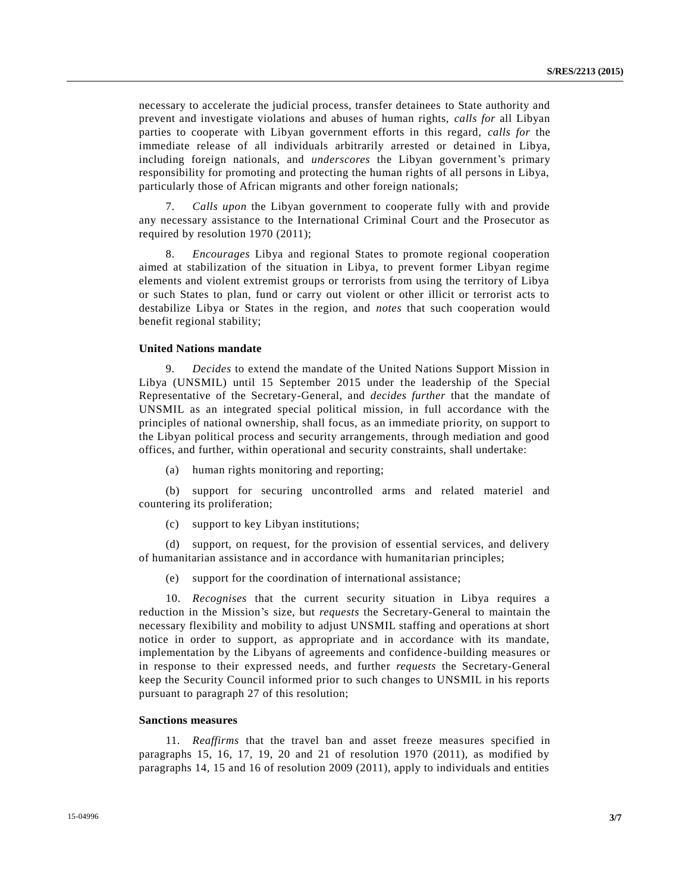necessary to accelerate the judicial process, transfer detainees to State authority and prevent and investigate violations and abuses of human rights, *calls for* all Libyan parties to cooperate with Libyan government efforts in this regard, *calls for* the immediate release of all individuals arbitrarily arrested or detained in Libya, including foreign nationals, and *underscores* the Libyan government's primary responsibility for promoting and protecting the human rights of all persons in Libya, particularly those of African migrants and other foreign nationals;

7. *Calls upon* the Libyan government to cooperate fully with and provide any necessary assistance to the International Criminal Court and the Prosecutor as required by resolution 1970 (2011);

8. *Encourages* Libya and regional States to promote regional cooperation aimed at stabilization of the situation in Libya, to prevent former Libyan regime elements and violent extremist groups or terrorists from using the territory of Libya or such States to plan, fund or carry out violent or other illicit or terrorist acts to destabilize Libya or States in the region, and *notes* that such cooperation would benefit regional stability;

**United Nations mandate**

9. *Decides* to extend the mandate of the United Nations Support Mission in Libya (UNSMIL) until 15 September 2015 under the leadership of the Special Representative of the Secretary-General, and *decides further* that the mandate of UNSMIL as an integrated special political mission, in full accordance with the principles of national ownership, shall focus, as an immediate priority, on support to the Libyan political process and security arrangements, through mediation and good offices, and further, within operational and security constraints, shall undertake:

(a) human rights monitoring and reporting;

(b) support for securing uncontrolled arms and related materiel and countering its proliferation;

(c) support to key Libyan institutions;

(d) support, on request, for the provision of essential services, and delivery of humanitarian assistance and in accordance with humanitarian principles;

(e) support for the coordination of international assistance;

10. *Recognises* that the current security situation in Libya requires a reduction in the Mission's size, but *requests* the Secretary-General to maintain the necessary flexibility and mobility to adjust UNSMIL staffing and operations at short notice in order to support, as appropriate and in accordance with its mandate, implementation by the Libyans of agreements and confidence-building measures or in response to their expressed needs, and further *requests* the Secretary-General keep the Security Council informed prior to such changes to UNSMIL in his reports pursuant to paragraph 27 of this resolution;

**Sanctions measures**

11. *Reaffirms* that the travel ban and asset freeze measures specified in paragraphs 15, 16, 17, 19, 20 and 21 of resolution 1970 (2011), as modified by paragraphs 14, 15 and 16 of resolution 2009 (2011), apply to individuals and entities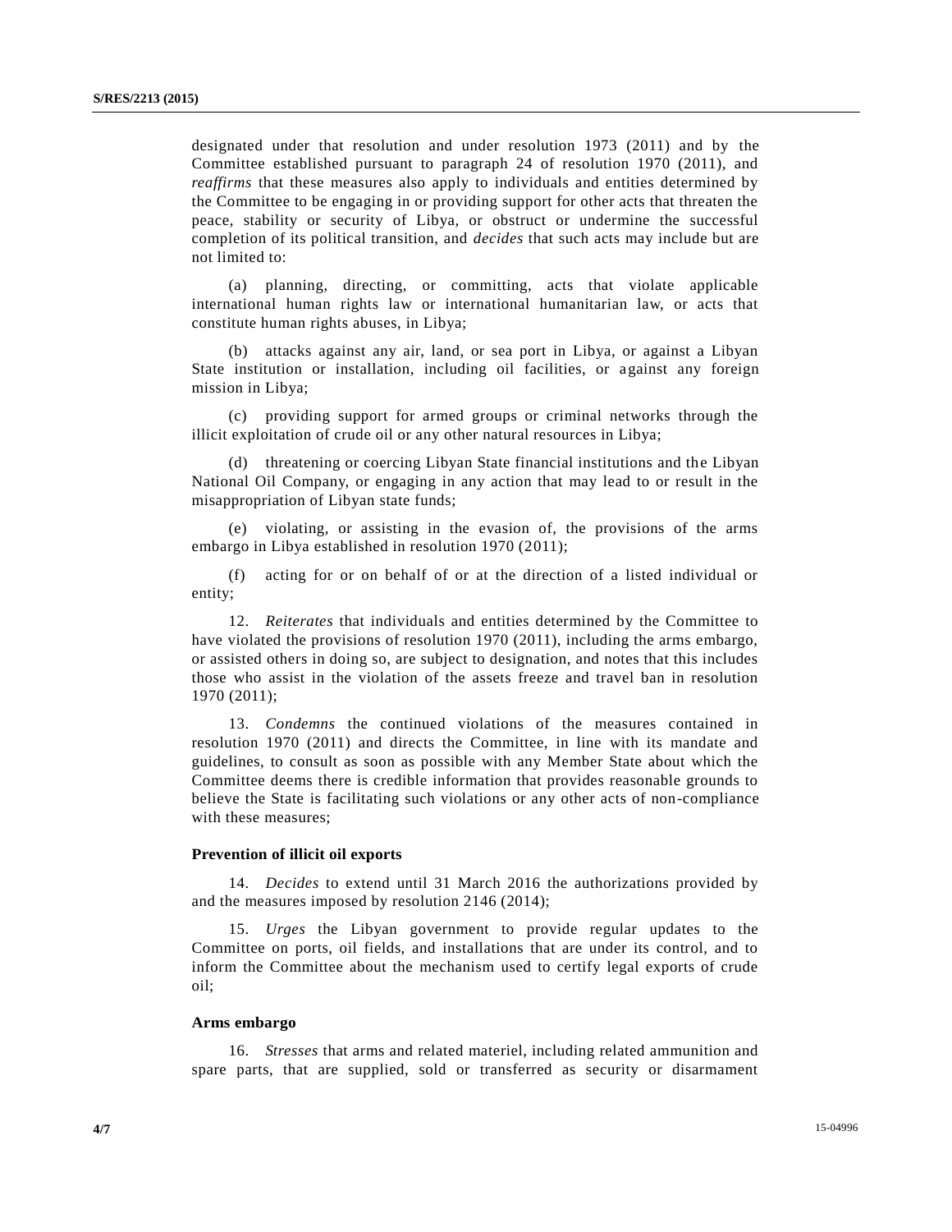designated under that resolution and under resolution 1973 (2011) and by the Committee established pursuant to paragraph 24 of resolution 1970 (2011), and *reaffirms* that these measures also apply to individuals and entities determined by the Committee to be engaging in or providing support for other acts that threaten the peace, stability or security of Libya, or obstruct or undermine the successful completion of its political transition, and *decides* that such acts may include but are not limited to:

(a) planning, directing, or committing, acts that violate applicable international human rights law or international humanitarian law, or acts that constitute human rights abuses, in Libya;

(b) attacks against any air, land, or sea port in Libya, or against a Libyan State institution or installation, including oil facilities, or against any foreign mission in Libya;

(c) providing support for armed groups or criminal networks through the illicit exploitation of crude oil or any other natural resources in Libya;

(d) threatening or coercing Libyan State financial institutions and the Libyan National Oil Company, or engaging in any action that may lead to or result in the misappropriation of Libyan state funds;

(e) violating, or assisting in the evasion of, the provisions of the arms embargo in Libya established in resolution 1970 (2011);

(f) acting for or on behalf of or at the direction of a listed individual or entity;

12. *Reiterates* that individuals and entities determined by the Committee to have violated the provisions of resolution 1970 (2011), including the arms embargo, or assisted others in doing so, are subject to designation, and notes that this includes those who assist in the violation of the assets freeze and travel ban in resolution 1970 (2011);

13. *Condemns* the continued violations of the measures contained in resolution 1970 (2011) and directs the Committee, in line with its mandate and guidelines, to consult as soon as possible with any Member State about which the Committee deems there is credible information that provides reasonable grounds to believe the State is facilitating such violations or any other acts of non-compliance with these measures;

**Prevention of illicit oil exports**

14. *Decides* to extend until 31 March 2016 the authorizations provided by and the measures imposed by resolution 2146 (2014);

15. *Urges* the Libyan government to provide regular updates to the Committee on ports, oil fields, and installations that are under its control, and to inform the Committee about the mechanism used to certify legal exports of crude oil;

**Arms embargo**

16. *Stresses* that arms and related materiel, including related ammunition and spare parts, that are supplied, sold or transferred as security or disarmament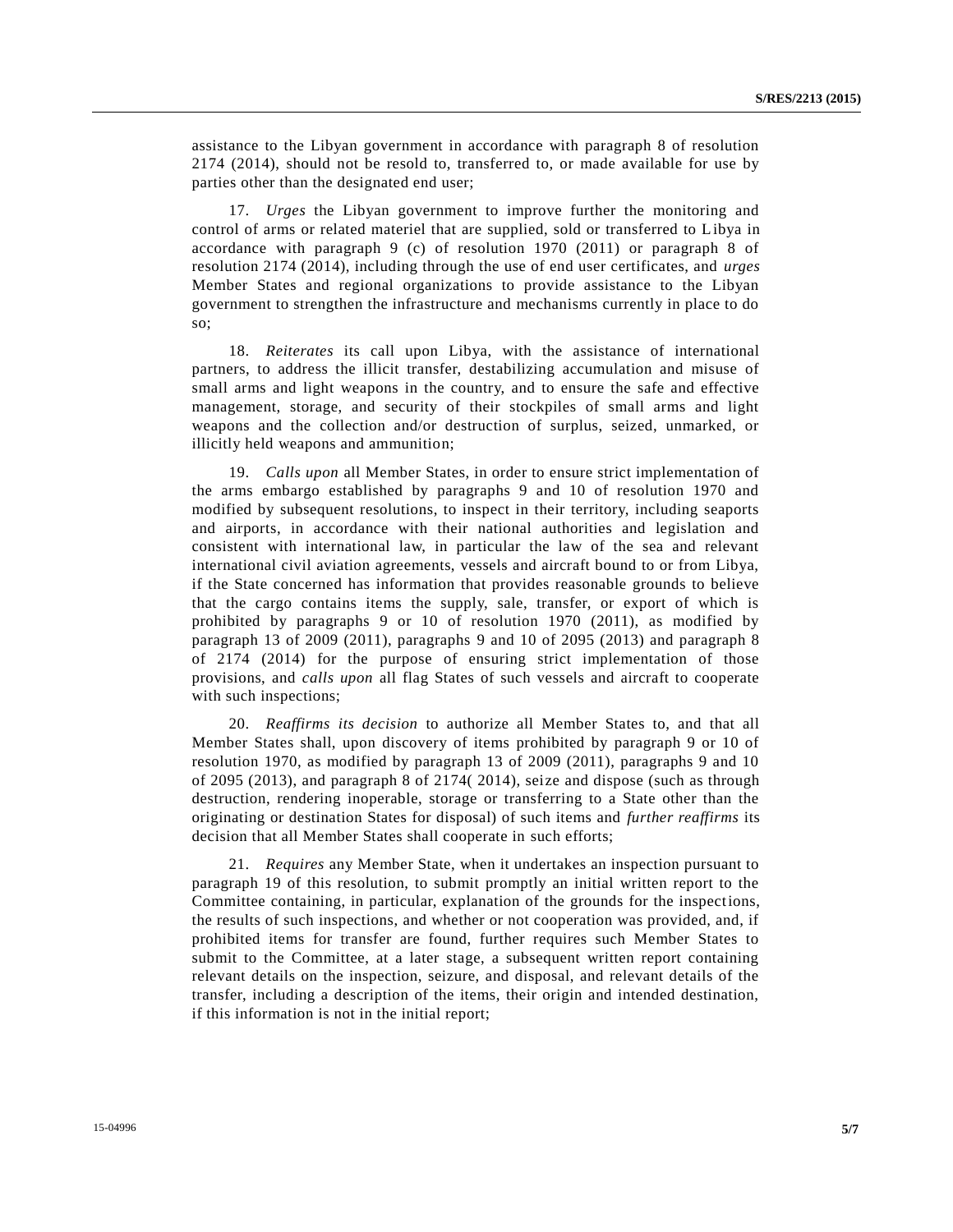assistance to the Libyan government in accordance with paragraph 8 of resolution 2174 (2014), should not be resold to, transferred to, or made available for use by parties other than the designated end user;

17. *Urges* the Libyan government to improve further the monitoring and control of arms or related materiel that are supplied, sold or transferred to Libya in accordance with paragraph 9 (c) of resolution 1970 (2011) or paragraph 8 of resolution 2174 (2014), including through the use of end user certificates, and *urges* Member States and regional organizations to provide assistance to the Libyan government to strengthen the infrastructure and mechanisms currently in place to do so;

18. *Reiterates* its call upon Libya, with the assistance of international partners, to address the illicit transfer, destabilizing accumulation and misuse of small arms and light weapons in the country, and to ensure the safe and effective management, storage, and security of their stockpiles of small arms and light weapons and the collection and/or destruction of surplus, seized, unmarked, or illicitly held weapons and ammunition;

19. *Calls upon* all Member States, in order to ensure strict implementation of the arms embargo established by paragraphs 9 and 10 of resolution 1970 and modified by subsequent resolutions, to inspect in their territory, including seaports and airports, in accordance with their national authorities and legislation and consistent with international law, in particular the law of the sea and relevant international civil aviation agreements, vessels and aircraft bound to or from Libya, if the State concerned has information that provides reasonable grounds to believe that the cargo contains items the supply, sale, transfer, or export of which is prohibited by paragraphs 9 or 10 of resolution 1970 (2011), as modified by paragraph 13 of 2009 (2011), paragraphs 9 and 10 of 2095 (2013) and paragraph 8 of 2174 (2014) for the purpose of ensuring strict implementation of those provisions, and *calls upon* all flag States of such vessels and aircraft to cooperate with such inspections;

20. *Reaffirms its decision* to authorize all Member States to, and that all Member States shall, upon discovery of items prohibited by paragraph 9 or 10 of resolution 1970, as modified by paragraph 13 of 2009 (2011), paragraphs 9 and 10 of 2095 (2013), and paragraph 8 of 2174( 2014), seize and dispose (such as through destruction, rendering inoperable, storage or transferring to a State other than the originating or destination States for disposal) of such items and *further reaffirms* its decision that all Member States shall cooperate in such efforts;

21. *Requires* any Member State, when it undertakes an inspection pursuant to paragraph 19 of this resolution, to submit promptly an initial written report to the Committee containing, in particular, explanation of the grounds for the inspections, the results of such inspections, and whether or not cooperation was provided, and, if prohibited items for transfer are found, further requires such Member States to submit to the Committee, at a later stage, a subsequent written report containing relevant details on the inspection, seizure, and disposal, and relevant details of the transfer, including a description of the items, their origin and intended destination, if this information is not in the initial report;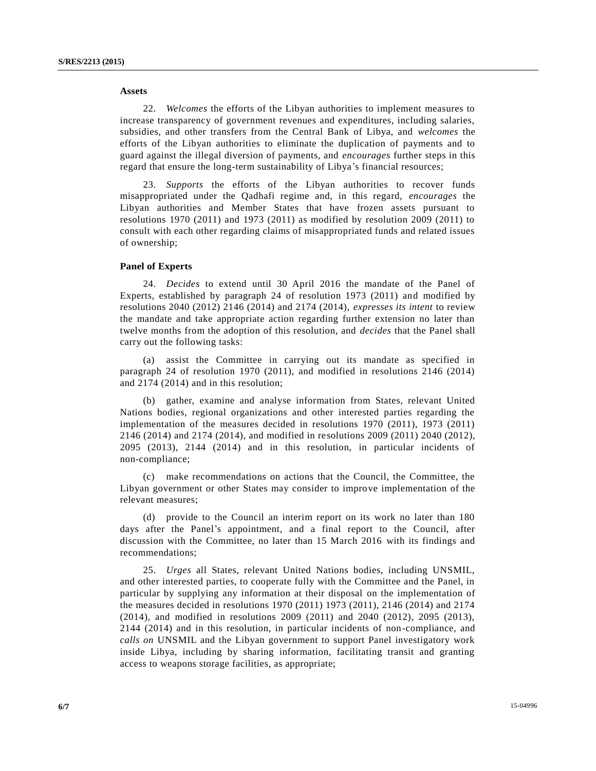### Assets

22. *Welcomes* the efforts of the Libyan authorities to implement measures to increase transparency of government revenues and expenditures, including salaries, subsidies, and other transfers from the Central Bank of Libya, and *welcomes* the efforts of the Libyan authorities to eliminate the duplication of payments and to guard against the illegal diversion of payments, and *encourages* further steps in this regard that ensure the long-term sustainability of Libya's financial resources;

23. *Supports* the efforts of the Libyan authorities to recover funds misappropriated under the Qadhafi regime and, in this regard, *encourages* the Libyan authorities and Member States that have frozen assets pursuant to resolutions 1970 (2011) and 1973 (2011) as modified by resolution 2009 (2011) to consult with each other regarding claims of misappropriated funds and related issues of ownership;

### Panel of Experts

24. *Decides* to extend until 30 April 2016 the mandate of the Panel of Experts, established by paragraph 24 of resolution 1973 (2011) and modified by resolutions 2040 (2012) 2146 (2014) and 2174 (2014), *expresses its intent* to review the mandate and take appropriate action regarding further extension no later than twelve months from the adoption of this resolution, and *decides* that the Panel shall carry out the following tasks:

(a) assist the Committee in carrying out its mandate as specified in paragraph 24 of resolution 1970 (2011), and modified in resolutions 2146 (2014) and 2174 (2014) and in this resolution;

(b) gather, examine and analyse information from States, relevant United Nations bodies, regional organizations and other interested parties regarding the implementation of the measures decided in resolutions 1970 (2011), 1973 (2011) 2146 (2014) and 2174 (2014), and modified in resolutions 2009 (2011) 2040 (2012), 2095 (2013), 2144 (2014) and in this resolution, in particular incidents of non-compliance;

(c) make recommendations on actions that the Council, the Committee, the Libyan government or other States may consider to improve implementation of the relevant measures;

(d) provide to the Council an interim report on its work no later than 180 days after the Panel's appointment, and a final report to the Council, after discussion with the Committee, no later than 15 March 2016 with its findings and recommendations;

25. *Urges* all States, relevant United Nations bodies, including UNSMIL, and other interested parties, to cooperate fully with the Committee and the Panel, in particular by supplying any information at their disposal on the implementation of the measures decided in resolutions 1970 (2011) 1973 (2011), 2146 (2014) and 2174 (2014), and modified in resolutions 2009 (2011) and 2040 (2012), 2095 (2013), 2144 (2014) and in this resolution, in particular incidents of non-compliance, and *calls on* UNSMIL and the Libyan government to support Panel investigatory work inside Libya, including by sharing information, facilitating transit and granting access to weapons storage facilities, as appropriate;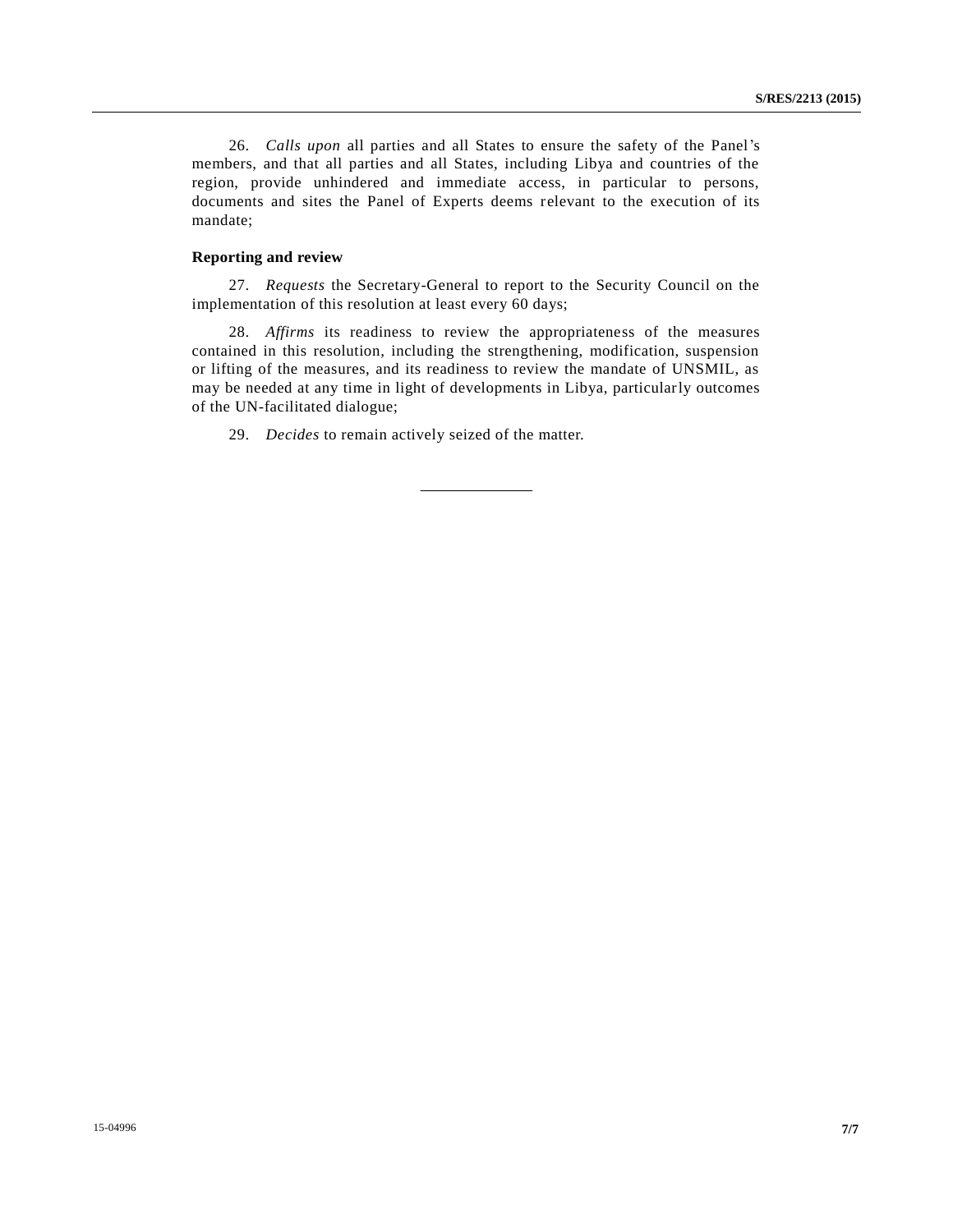26. *Calls upon* all parties and all States to ensure the safety of the Panel's members, and that all parties and all States, including Libya and countries of the region, provide unhindered and immediate access, in particular to persons, documents and sites the Panel of Experts deems relevant to the execution of its mandate;

**Reporting and review**

27. *Requests* the Secretary-General to report to the Security Council on the implementation of this resolution at least every 60 days;

28. *Affirms* its readiness to review the appropriateness of the measures contained in this resolution, including the strengthening, modification, suspension or lifting of the measures, and its readiness to review the mandate of UNSMIL, as may be needed at any time in light of developments in Libya, particularly outcomes of the UN-facilitated dialogue;

29. *Decides* to remain actively seized of the matter.